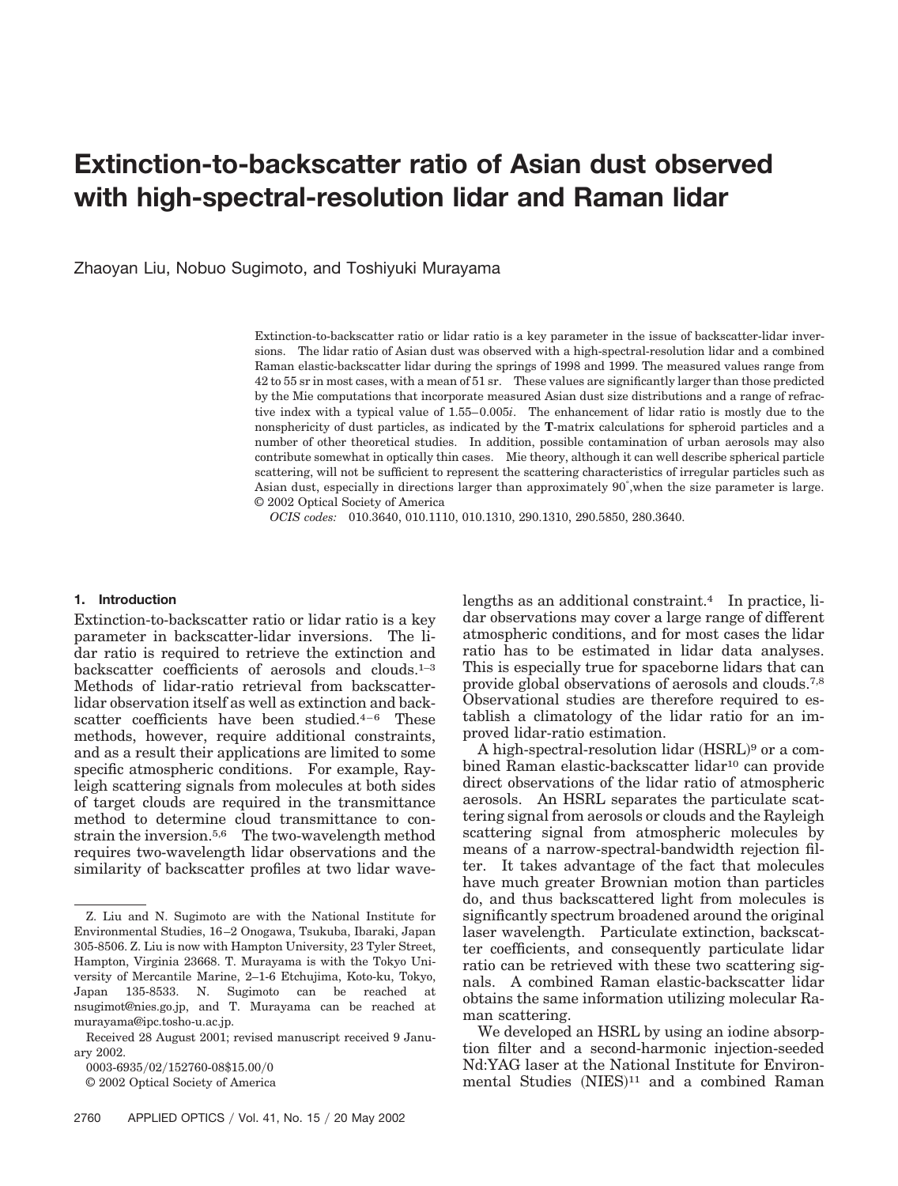# Extinction-to-backscatter ratio of Asian dust observed with high-spectral-resolution lidar and Raman lidar

Zhaoyan Liu, Nobuo Sugimoto, and Toshiyuki Murayama

Extinction-to-backscatter ratio or lidar ratio is a key parameter in the issue of backscatter-lidar inversions. The lidar ratio of Asian dust was observed with a high-spectral-resolution lidar and a combined Raman elastic-backscatter lidar during the springs of 1998 and 1999. The measured values range from 42 to 55 sr in most cases, with a mean of 51 sr. These values are significantly larger than those predicted by the Mie computations that incorporate measured Asian dust size distributions and a range of refractive index with a typical value of 1.55–0.005*i*. The enhancement of lidar ratio is mostly due to the nonsphericity of dust particles, as indicated by the **T**-matrix calculations for spheroid particles and a number of other theoretical studies. In addition, possible contamination of urban aerosols may also contribute somewhat in optically thin cases. Mie theory, although it can well describe spherical particle scattering, will not be sufficient to represent the scattering characteristics of irregular particles such as Asian dust, especially in directions larger than approximately 90°, when the size parameter is large. © 2002 Optical Society of America

*OCIS codes:* 010.3640, 010.1110, 010.1310, 290.1310, 290.5850, 280.3640.

## 1. Introduction

Extinction-to-backscatter ratio or lidar ratio is a key parameter in backscatter-lidar inversions. The lidar ratio is required to retrieve the extinction and backscatter coefficients of aerosols and clouds.[1–3] Methods of lidar-ratio retrieval from backscatter-lidar observation itself as well as extinction and backscatter coefficients have been studied.[4–6] These methods, however, require additional constraints, and as a result their applications are limited to some specific atmospheric conditions. For example, Rayleigh scattering signals from molecules at both sides of target clouds are required in the transmittance method to determine cloud transmittance to constrain the inversion.[5,6] The two-wavelength method requires two-wavelength lidar observations and the similarity of backscatter profiles at two lidar wavelengths as an additional constraint.[4] In practice, lidar observations may cover a large range of different atmospheric conditions, and for most cases the lidar ratio has to be estimated in lidar data analyses. This is especially true for spaceborne lidars that can provide global observations of aerosols and clouds.[7,8] Observational studies are therefore required to establish a climatology of the lidar ratio for an improved lidar-ratio estimation.

A high-spectral-resolution lidar (HSRL)[9] or a combined Raman elastic-backscatter lidar[10] can provide direct observations of the lidar ratio of atmospheric aerosols. An HSRL separates the particulate scattering signal from aerosols or clouds and the Rayleigh scattering signal from atmospheric molecules by means of a narrow-spectral-bandwidth rejection filter. It takes advantage of the fact that molecules have much greater Brownian motion than particles do, and thus backscattered light from molecules is significantly spectrum broadened around the original laser wavelength. Particulate extinction, backscatter coefficients, and consequently particulate lidar ratio can be retrieved with these two scattering signals. A combined Raman elastic-backscatter lidar obtains the same information utilizing molecular Raman scattering.

We developed an HSRL by using an iodine absorption filter and a second-harmonic injection-seeded Nd:YAG laser at the National Institute for Environmental Studies (NIES)[11] and a combined Raman

---

Z. Liu and N. Sugimoto are with the National Institute for Environmental Studies, 16–2 Onogawa, Tsukuba, Ibaraki, Japan 305-8506. Z. Liu is now with Hampton University, 23 Tyler Street, Hampton, Virginia 23668. T. Murayama is with the Tokyo University of Mercantile Marine, 2–1-6 Etchujima, Koto-ku, Tokyo, Japan 135-8533. N. Sugimoto can be reached at nsugimot@nies.go.jp, and T. Murayama can be reached at murayama@ipc.tosho-u.ac.jp.

Received 28 August 2001; revised manuscript received 9 January 2002.

0003-6935/02/152760-08$15.00/0

© 2002 Optical Society of America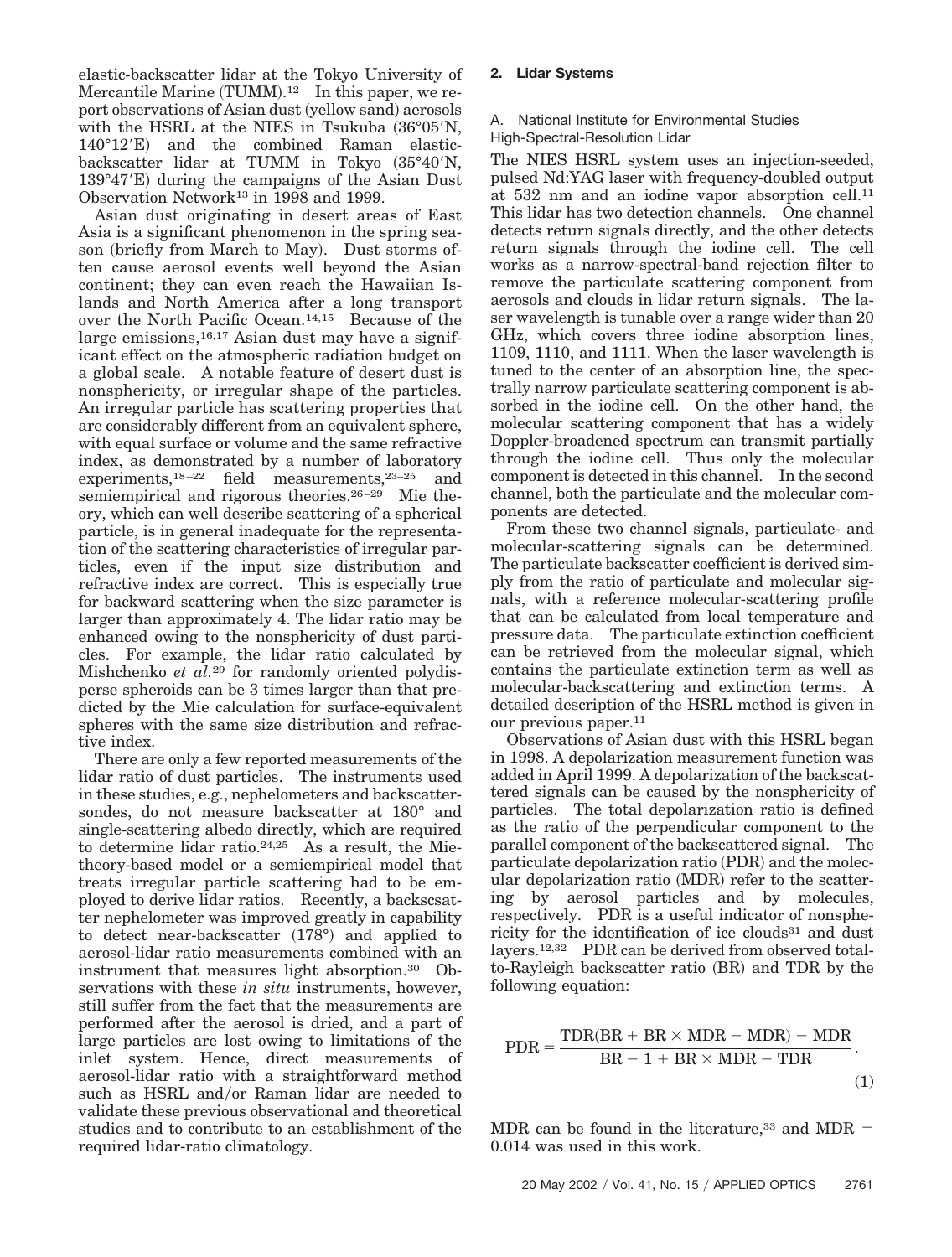elastic-backscatter lidar at the Tokyo University of Mercantile Marine (TUMM).[12] In this paper, we report observations of Asian dust (yellow sand) aerosols with the HSRL at the NIES in Tsukuba (36°05′N, 140°12′E) and the combined Raman elastic-backscatter lidar at TUMM in Tokyo (35°40′N, 139°47′E) during the campaigns of the Asian Dust Observation Network[13] in 1998 and 1999.

Asian dust originating in desert areas of East Asia is a significant phenomenon in the spring season (briefly from March to May). Dust storms often cause aerosol events well beyond the Asian continent; they can even reach the Hawaiian Islands and North America after a long transport over the North Pacific Ocean.[14,15] Because of the large emissions,[16,17] Asian dust may have a significant effect on the atmospheric radiation budget on a global scale. A notable feature of desert dust is nonsphericity, or irregular shape of the particles. An irregular particle has scattering properties that are considerably different from an equivalent sphere, with equal surface or volume and the same refractive index, as demonstrated by a number of laboratory experiments,[18–22] field measurements,[23–25] and semiempirical and rigorous theories.[26–29] Mie theory, which can well describe scattering of a spherical particle, is in general inadequate for the representation of the scattering characteristics of irregular particles, even if the input size distribution and refractive index are correct. This is especially true for backward scattering when the size parameter is larger than approximately 4. The lidar ratio may be enhanced owing to the nonsphericity of dust particles. For example, the lidar ratio calculated by Mishchenko *et al.*[29] for randomly oriented polydisperse spheroids can be 3 times larger than that predicted by the Mie calculation for surface-equivalent spheres with the same size distribution and refractive index.

There are only a few reported measurements of the lidar ratio of dust particles. The instruments used in these studies, e.g., nephelometers and backscattersondes, do not measure backscatter at 180° and single-scattering albedo directly, which are required to determine lidar ratio.[24,25] As a result, the Mie-theory-based model or a semiempirical model that treats irregular particle scattering had to be employed to derive lidar ratios. Recently, a backscatter nephelometer was improved greatly in capability to detect near-backscatter (178°) and applied to aerosol-lidar ratio measurements combined with an instrument that measures light absorption.[30] Observations with these *in situ* instruments, however, still suffer from the fact that the measurements are performed after the aerosol is dried, and a part of large particles are lost owing to limitations of the inlet system. Hence, direct measurements of aerosol-lidar ratio with a straightforward method such as HSRL and/or Raman lidar are needed to validate these previous observational and theoretical studies and to contribute to an establishment of the required lidar-ratio climatology.

## 2. Lidar Systems

### A. National Institute for Environmental Studies High-Spectral-Resolution Lidar

The NIES HSRL system uses an injection-seeded, pulsed Nd:YAG laser with frequency-doubled output at 532 nm and an iodine vapor absorption cell.[11] This lidar has two detection channels. One channel detects return signals directly, and the other detects return signals through the iodine cell. The cell works as a narrow-spectral-band rejection filter to remove the particulate scattering component from aerosols and clouds in lidar return signals. The laser wavelength is tunable over a range wider than 20 GHz, which covers three iodine absorption lines, 1109, 1110, and 1111. When the laser wavelength is tuned to the center of an absorption line, the spectrally narrow particulate scattering component is absorbed in the iodine cell. On the other hand, the molecular scattering component that has a widely Doppler-broadened spectrum can transmit partially through the iodine cell. Thus only the molecular component is detected in this channel. In the second channel, both the particulate and the molecular components are detected.

From these two channel signals, particulate- and molecular-scattering signals can be determined. The particulate backscatter coefficient is derived simply from the ratio of particulate and molecular signals, with a reference molecular-scattering profile that can be calculated from local temperature and pressure data. The particulate extinction coefficient can be retrieved from the molecular signal, which contains the particulate extinction term as well as molecular-backscattering and extinction terms. A detailed description of the HSRL method is given in our previous paper.[11]

Observations of Asian dust with this HSRL began in 1998. A depolarization measurement function was added in April 1999. A depolarization of the backscattered signals can be caused by the nonsphericity of particles. The total depolarization ratio is defined as the ratio of the perpendicular component to the parallel component of the backscattered signal. The particulate depolarization ratio (PDR) and the molecular depolarization ratio (MDR) refer to the scattering by aerosol particles and by molecules, respectively. PDR is a useful indicator of nonsphericity for the identification of ice clouds[31] and dust layers.[12,32] PDR can be derived from observed total-to-Rayleigh backscatter ratio (BR) and TDR by the following equation:

$$\mathrm{PDR} = \frac{\mathrm{TDR}(\mathrm{BR} + \mathrm{BR} \times \mathrm{MDR} - \mathrm{MDR}) - \mathrm{MDR}}{\mathrm{BR} - 1 + \mathrm{BR} \times \mathrm{MDR} - \mathrm{TDR}}. \tag{1}$$

MDR can be found in the literature,[33] and MDR = 0.014 was used in this work.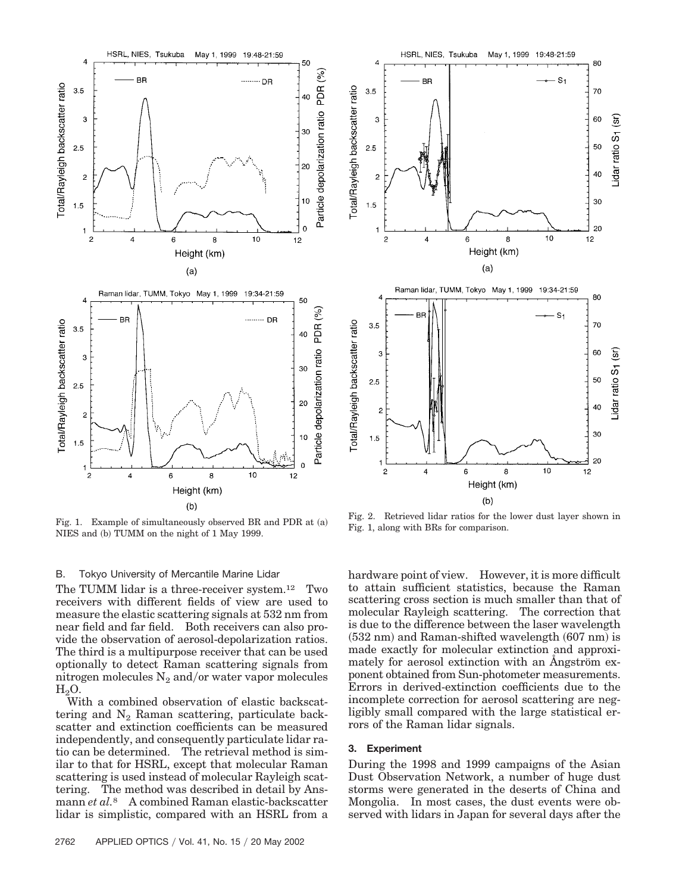Fig. 1. Example of simultaneously observed BR and PDR at (a) NIES and (b) TUMM on the night of 1 May 1999.

Fig. 2. Retrieved lidar ratios for the lower dust layer shown in Fig. 1, along with BRs for comparison.

### B. Tokyo University of Mercantile Marine Lidar

The TUMM lidar is a three-receiver system.[12] Two receivers with different fields of view are used to measure the elastic scattering signals at 532 nm from near field and far field. Both receivers can also provide the observation of aerosol-depolarization ratios. The third is a multipurpose receiver that can be used optionally to detect Raman scattering signals from nitrogen molecules $N_2$ and/or water vapor molecules $H_2O$.

With a combined observation of elastic backscattering and $N_2$ Raman scattering, particulate backscatter and extinction coefficients can be measured independently, and consequently particulate lidar ratio can be determined. The retrieval method is similar to that for HSRL, except that molecular Raman scattering is used instead of molecular Rayleigh scattering. The method was described in detail by Ansmann *et al.*[8] A combined Raman elastic-backscatter lidar is simplistic, compared with an HSRL from a hardware point of view. However, it is more difficult to attain sufficient statistics, because the Raman scattering cross section is much smaller than that of molecular Rayleigh scattering. The correction that is due to the difference between the laser wavelength (532 nm) and Raman-shifted wavelength (607 nm) is made exactly for molecular extinction and approximately for aerosol extinction with an Ångström exponent obtained from Sun-photometer measurements. Errors in derived-extinction coefficients due to the incomplete correction for aerosol scattering are negligibly small compared with the large statistical errors of the Raman lidar signals.

## 3. Experiment

During the 1998 and 1999 campaigns of the Asian Dust Observation Network, a number of huge dust storms were generated in the deserts of China and Mongolia. In most cases, the dust events were observed with lidars in Japan for several days after the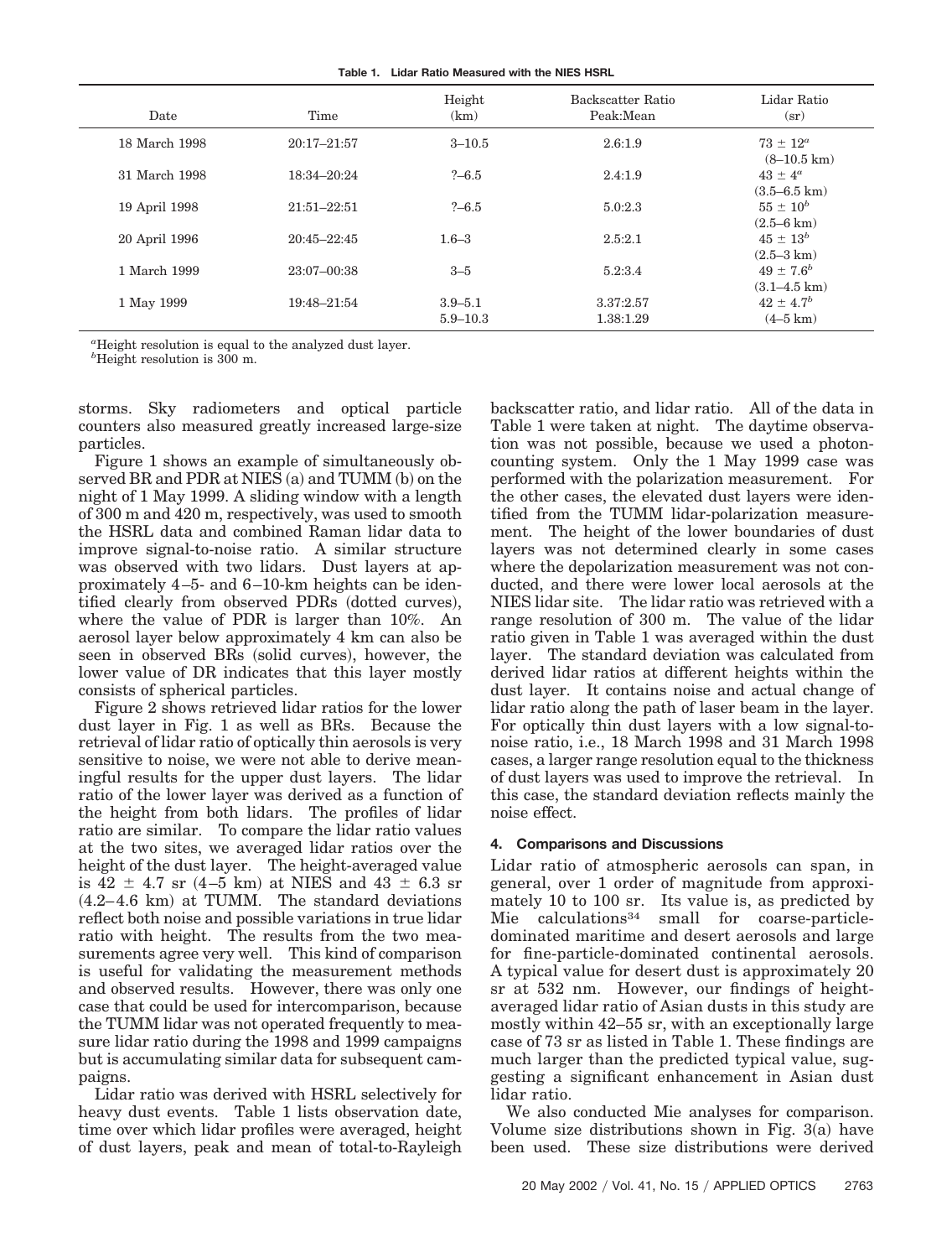**Table 1. Lidar Ratio Measured with the NIES HSRL**

| Date | Time | Height (km) | Backscatter Ratio Peak:Mean | Lidar Ratio (sr) |
|---|---|---|---|---|
| 18 March 1998 | 20:17–21:57 | 3–10.5 | 2.6:1.9 | $73 \pm 12^{a}$ (8–10.5 km) |
| 31 March 1998 | 18:34–20:24 | ?–6.5 | 2.4:1.9 | $43 \pm 4^{a}$ (3.5–6.5 km) |
| 19 April 1998 | 21:51–22:51 | ?–6.5 | 5.0:2.3 | $55 \pm 10^{b}$ (2.5–6 km) |
| 20 April 1996 | 20:45–22:45 | 1.6–3 | 2.5:2.1 | $45 \pm 13^{b}$ (2.5–3 km) |
| 1 March 1999 | 23:07–00:38 | 3–5 | 5.2:3.4 | $49 \pm 7.6^{b}$ (3.1–4.5 km) |
| 1 May 1999 | 19:48–21:54 | 3.9–5.1<br>5.9–10.3 | 3.37:2.57<br>1.38:1.29 | $42 \pm 4.7^{b}$ (4–5 km) |

[a]Height resolution is equal to the analyzed dust layer.
[b]Height resolution is 300 m.

storms. Sky radiometers and optical particle counters also measured greatly increased large-size particles.

Figure 1 shows an example of simultaneously observed BR and PDR at NIES (a) and TUMM (b) on the night of 1 May 1999. A sliding window with a length of 300 m and 420 m, respectively, was used to smooth the HSRL data and combined Raman lidar data to improve signal-to-noise ratio. A similar structure was observed with two lidars. Dust layers at approximately 4–5- and 6–10-km heights can be identified clearly from observed PDRs (dotted curves), where the value of PDR is larger than 10%. An aerosol layer below approximately 4 km can also be seen in observed BRs (solid curves), however, the lower value of DR indicates that this layer mostly consists of spherical particles.

Figure 2 shows retrieved lidar ratios for the lower dust layer in Fig. 1 as well as BRs. Because the retrieval of lidar ratio of optically thin aerosols is very sensitive to noise, we were not able to derive meaningful results for the upper dust layers. The lidar ratio of the lower layer was derived as a function of the height from both lidars. The profiles of lidar ratio are similar. To compare the lidar ratio values at the two sites, we averaged lidar ratios over the height of the dust layer. The height-averaged value is $42 \pm 4.7$ sr (4–5 km) at NIES and $43 \pm 6.3$ sr (4.2–4.6 km) at TUMM. The standard deviations reflect both noise and possible variations in true lidar ratio with height. The results from the two measurements agree very well. This kind of comparison is useful for validating the measurement methods and observed results. However, there was only one case that could be used for intercomparison, because the TUMM lidar was not operated frequently to measure lidar ratio during the 1998 and 1999 campaigns but is accumulating similar data for subsequent campaigns.

Lidar ratio was derived with HSRL selectively for heavy dust events. Table 1 lists observation date, time over which lidar profiles were averaged, height of dust layers, peak and mean of total-to-Rayleigh backscatter ratio, and lidar ratio. All of the data in Table 1 were taken at night. The daytime observation was not possible, because we used a photon-counting system. Only the 1 May 1999 case was performed with the polarization measurement. For the other cases, the elevated dust layers were identified from the TUMM lidar-polarization measurement. The height of the lower boundaries of dust layers was not determined clearly in some cases where the depolarization measurement was not conducted, and there were lower local aerosols at the NIES lidar site. The lidar ratio was retrieved with a range resolution of 300 m. The value of the lidar ratio given in Table 1 was averaged within the dust layer. The standard deviation was calculated from derived lidar ratios at different heights within the dust layer. It contains noise and actual change of lidar ratio along the path of laser beam in the layer. For optically thin dust layers with a low signal-to-noise ratio, i.e., 18 March 1998 and 31 March 1998 cases, a larger range resolution equal to the thickness of dust layers was used to improve the retrieval. In this case, the standard deviation reflects mainly the noise effect.

## 4. Comparisons and Discussions

Lidar ratio of atmospheric aerosols can span, in general, over 1 order of magnitude from approximately 10 to 100 sr. Its value is, as predicted by Mie calculations[34] small for coarse-particle-dominated maritime and desert aerosols and large for fine-particle-dominated continental aerosols. A typical value for desert dust is approximately 20 sr at 532 nm. However, our findings of height-averaged lidar ratio of Asian dusts in this study are mostly within 42–55 sr, with an exceptionally large case of 73 sr as listed in Table 1. These findings are much larger than the predicted typical value, suggesting a significant enhancement in Asian dust lidar ratio.

We also conducted Mie analyses for comparison. Volume size distributions shown in Fig. 3(a) have been used. These size distributions were derived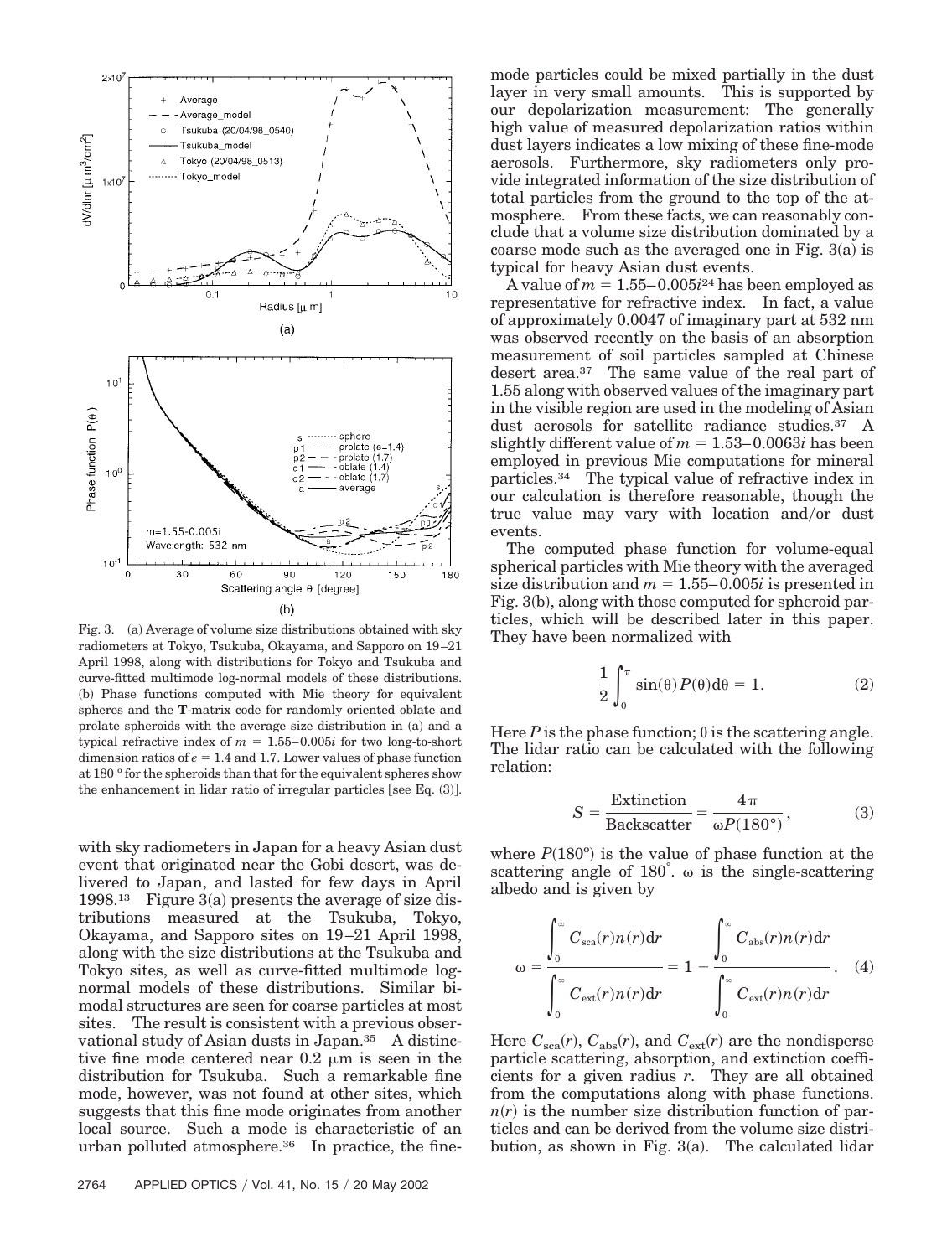Fig. 3. (a) Average of volume size distributions obtained with sky radiometers at Tokyo, Tsukuba, Okayama, and Sapporo on 19–21 April 1998, along with distributions for Tokyo and Tsukuba and curve-fitted multimode log-normal models of these distributions. (b) Phase functions computed with Mie theory for equivalent spheres and the **T**-matrix code for randomly oriented oblate and prolate spheroids with the average size distribution in (a) and a typical refractive index of $m = 1.55–0.005i$ for two long-to-short dimension ratios of $e = 1.4$ and 1.7. Lower values of phase function at 180° for the spheroids than that for the equivalent spheres show the enhancement in lidar ratio of irregular particles [see Eq. (3)].

with sky radiometers in Japan for a heavy Asian dust event that originated near the Gobi desert, was delivered to Japan, and lasted for few days in April 1998.[13] Figure 3(a) presents the average of size distributions measured at the Tsukuba, Tokyo, Okayama, and Sapporo sites on 19–21 April 1998, along with the size distributions at the Tsukuba and Tokyo sites, as well as curve-fitted multimode log-normal models of these distributions. Similar bimodal structures are seen for coarse particles at most sites. The result is consistent with a previous observational study of Asian dusts in Japan.[35] A distinctive fine mode centered near 0.2 μm is seen in the distribution for Tsukuba. Such a remarkable fine mode, however, was not found at other sites, which suggests that this fine mode originates from another local source. Such a mode is characteristic of an urban polluted atmosphere.[36] In practice, the fine-mode particles could be mixed partially in the dust layer in very small amounts. This is supported by our depolarization measurement: The generally high value of measured depolarization ratios within dust layers indicates a low mixing of these fine-mode aerosols. Furthermore, sky radiometers only provide integrated information of the size distribution of total particles from the ground to the top of the atmosphere. From these facts, we can reasonably conclude that a volume size distribution dominated by a coarse mode such as the averaged one in Fig. 3(a) is typical for heavy Asian dust events.

A value of $m = 1.55–0.005i$[24] has been employed as representative for refractive index. In fact, a value of approximately 0.0047 of imaginary part at 532 nm was observed recently on the basis of an absorption measurement of soil particles sampled at Chinese desert area.[37] The same value of the real part of 1.55 along with observed values of the imaginary part in the visible region are used in the modeling of Asian dust aerosols for satellite radiance studies.[37] A slightly different value of $m = 1.53–0.0063i$ has been employed in previous Mie computations for mineral particles.[34] The typical value of refractive index in our calculation is therefore reasonable, though the true value may vary with location and/or dust events.

The computed phase function for volume-equal spherical particles with Mie theory with the averaged size distribution and $m = 1.55–0.005i$ is presented in Fig. 3(b), along with those computed for spheroid particles, which will be described later in this paper. They have been normalized with

$$\frac{1}{2}\int_0^{\pi} \sin(\theta) P(\theta) \mathrm{d}\theta = 1. \tag{2}$$

Here $P$ is the phase function; $\theta$ is the scattering angle. The lidar ratio can be calculated with the following relation:

$$S = \frac{\text{Extinction}}{\text{Backscatter}} = \frac{4\pi}{\omega P(180°)}, \tag{3}$$

where $P(180°)$ is the value of phase function at the scattering angle of 180°. $\omega$ is the single-scattering albedo and is given by

$$\omega = \frac{\int_0^{\infty} C_{\mathrm{sca}}(r) n(r) \mathrm{d}r}{\int_0^{\infty} C_{\mathrm{ext}}(r) n(r) \mathrm{d}r} = 1 - \frac{\int_0^{\infty} C_{\mathrm{abs}}(r) n(r) \mathrm{d}r}{\int_0^{\infty} C_{\mathrm{ext}}(r) n(r) \mathrm{d}r}. \tag{4}$$

Here $C_{\mathrm{sca}}(r)$, $C_{\mathrm{abs}}(r)$, and $C_{\mathrm{ext}}(r)$ are the nondisperse particle scattering, absorption, and extinction coefficients for a given radius $r$. They are all obtained from the computations along with phase functions. $n(r)$ is the number size distribution function of particles and can be derived from the volume size distribution, as shown in Fig. 3(a). The calculated lidar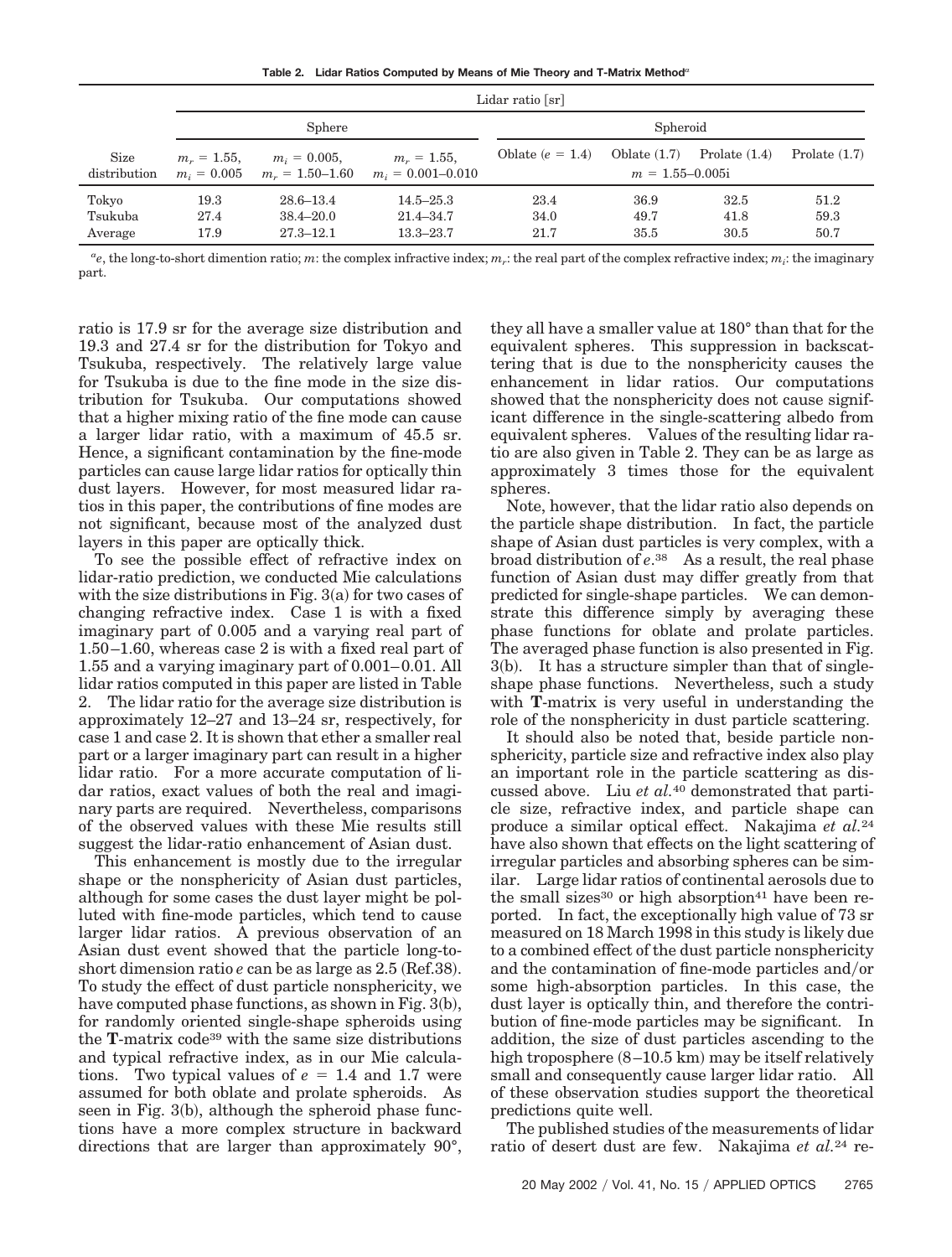**Table 2. Lidar Ratios Computed by Means of Mie Theory and T-Matrix Method**[a]

| Size distribution | Lidar ratio [sr] | | | | | | |
|---|---|---|---|---|---|---|---|
| | Sphere | | | Spheroid | | | |
| | $m_r = 1.55$, $m_i = 0.005$ | $m_i = 0.005$, $m_r = 1.50$–$1.60$ | $m_r = 1.55$, $m_i = 0.001$–$0.010$ | Oblate ($e = 1.4$) | Oblate (1.7) | Prolate (1.4) | Prolate (1.7) |
| | | | | $m = 1.55$–$0.005i$ | | | |
| Tokyo | 19.3 | 28.6–13.4 | 14.5–25.3 | 23.4 | 36.9 | 32.5 | 51.2 |
| Tsukuba | 27.4 | 38.4–20.0 | 21.4–34.7 | 34.0 | 49.7 | 41.8 | 59.3 |
| Average | 17.9 | 27.3–12.1 | 13.3–23.7 | 21.7 | 35.5 | 30.5 | 50.7 |

[a] $e$, the long-to-short dimention ratio; $m$: the complex infractive index; $m_r$: the real part of the complex refractive index; $m_i$: the imaginary part.

ratio is 17.9 sr for the average size distribution and 19.3 and 27.4 sr for the distribution for Tokyo and Tsukuba, respectively. The relatively large value for Tsukuba is due to the fine mode in the size distribution for Tsukuba. Our computations showed that a higher mixing ratio of the fine mode can cause a larger lidar ratio, with a maximum of 45.5 sr. Hence, a significant contamination by the fine-mode particles can cause large lidar ratios for optically thin dust layers. However, for most measured lidar ratios in this paper, the contributions of fine modes are not significant, because most of the analyzed dust layers in this paper are optically thick.

To see the possible effect of refractive index on lidar-ratio prediction, we conducted Mie calculations with the size distributions in Fig. 3(a) for two cases of changing refractive index. Case 1 is with a fixed imaginary part of 0.005 and a varying real part of 1.50–1.60, whereas case 2 is with a fixed real part of 1.55 and a varying imaginary part of 0.001–0.01. All lidar ratios computed in this paper are listed in Table 2. The lidar ratio for the average size distribution is approximately 12–27 and 13–24 sr, respectively, for case 1 and case 2. It is shown that ether a smaller real part or a larger imaginary part can result in a higher lidar ratio. For a more accurate computation of lidar ratios, exact values of both the real and imaginary parts are required. Nevertheless, comparisons of the observed values with these Mie results still suggest the lidar-ratio enhancement of Asian dust.

This enhancement is mostly due to the irregular shape or the nonsphericity of Asian dust particles, although for some cases the dust layer might be polluted with fine-mode particles, which tend to cause larger lidar ratios. A previous observation of an Asian dust event showed that the particle long-to-short dimension ratio $e$ can be as large as 2.5 (Ref.38). To study the effect of dust particle nonsphericity, we have computed phase functions, as shown in Fig. 3(b), for randomly oriented single-shape spheroids using the **T**-matrix code[39] with the same size distributions and typical refractive index, as in our Mie calculations. Two typical values of $e = 1.4$ and 1.7 were assumed for both oblate and prolate spheroids. As seen in Fig. 3(b), although the spheroid phase functions have a more complex structure in backward directions that are larger than approximately 90°, they all have a smaller value at 180° than that for the equivalent spheres. This suppression in backscattering that is due to the nonsphericity causes the enhancement in lidar ratios. Our computations showed that the nonsphericity does not cause significant difference in the single-scattering albedo from equivalent spheres. Values of the resulting lidar ratio are also given in Table 2. They can be as large as approximately 3 times those for the equivalent spheres.

Note, however, that the lidar ratio also depends on the particle shape distribution. In fact, the particle shape of Asian dust particles is very complex, with a broad distribution of $e$.[38] As a result, the real phase function of Asian dust may differ greatly from that predicted for single-shape particles. We can demonstrate this difference simply by averaging these phase functions for oblate and prolate particles. The averaged phase function is also presented in Fig. 3(b). It has a structure simpler than that of single-shape phase functions. Nevertheless, such a study with **T**-matrix is very useful in understanding the role of the nonsphericity in dust particle scattering.

It should also be noted that, beside particle nonsphericity, particle size and refractive index also play an important role in the particle scattering as discussed above. Liu *et al.*[40] demonstrated that particle size, refractive index, and particle shape can produce a similar optical effect. Nakajima *et al.*[24] have also shown that effects on the light scattering of irregular particles and absorbing spheres can be similar. Large lidar ratios of continental aerosols due to the small sizes[30] or high absorption[41] have been reported. In fact, the exceptionally high value of 73 sr measured on 18 March 1998 in this study is likely due to a combined effect of the dust particle nonsphericity and the contamination of fine-mode particles and/or some high-absorption particles. In this case, the dust layer is optically thin, and therefore the contribution of fine-mode particles may be significant. In addition, the size of dust particles ascending to the high troposphere (8–10.5 km) may be itself relatively small and consequently cause larger lidar ratio. All of these observation studies support the theoretical predictions quite well.

The published studies of the measurements of lidar ratio of desert dust are few. Nakajima *et al.*[24] re-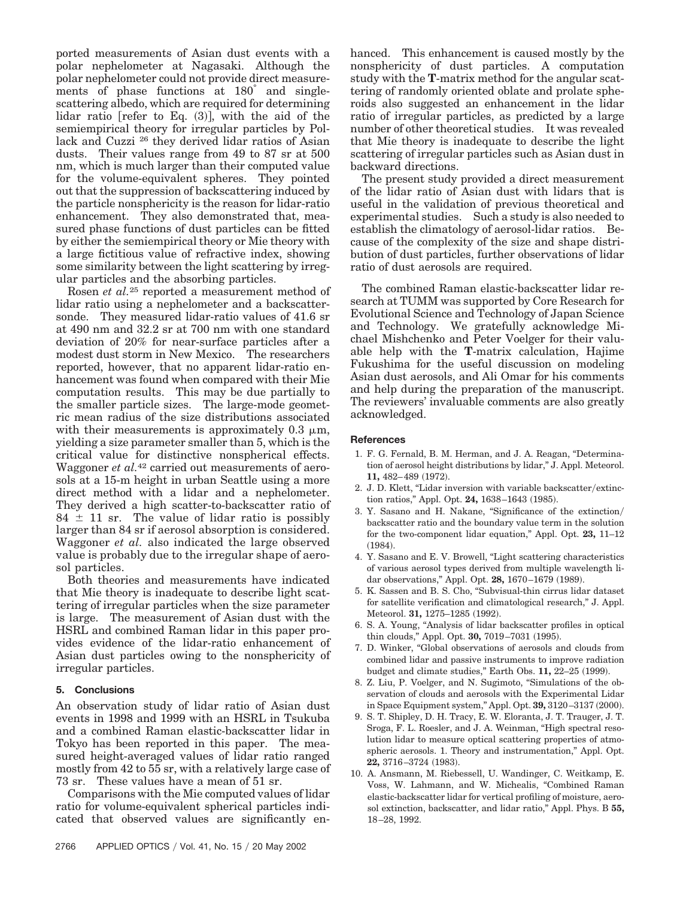ported measurements of Asian dust events with a polar nephelometer at Nagasaki. Although the polar nephelometer could not provide direct measurements of phase functions at 180° and single-scattering albedo, which are required for determining lidar ratio [refer to Eq. (3)], with the aid of the semiempirical theory for irregular particles by Pollack and Cuzzi [26] they derived lidar ratios of Asian dusts. Their values range from 49 to 87 sr at 500 nm, which is much larger than their computed value for the volume-equivalent spheres. They pointed out that the suppression of backscattering induced by the particle nonsphericity is the reason for lidar-ratio enhancement. They also demonstrated that, measured phase functions of dust particles can be fitted by either the semiempirical theory or Mie theory with a large fictitious value of refractive index, showing some similarity between the light scattering by irregular particles and the absorbing particles.

Rosen *et al.*[25] reported a measurement method of lidar ratio using a nephelometer and a backscattersonde. They measured lidar-ratio values of 41.6 sr at 490 nm and 32.2 sr at 700 nm with one standard deviation of 20% for near-surface particles after a modest dust storm in New Mexico. The researchers reported, however, that no apparent lidar-ratio enhancement was found when compared with their Mie computation results. This may be due partially to the smaller particle sizes. The large-mode geometric mean radius of the size distributions associated with their measurements is approximately 0.3 $\mu$m, yielding a size parameter smaller than 5, which is the critical value for distinctive nonspherical effects. Waggoner *et al.*[42] carried out measurements of aerosols at a 15-m height in urban Seattle using a more direct method with a lidar and a nephelometer. They derived a high scatter-to-backscatter ratio of $84 \pm 11$ sr. The value of lidar ratio is possibly larger than 84 sr if aerosol absorption is considered. Waggoner *et al.* also indicated the large observed value is probably due to the irregular shape of aerosol particles.

Both theories and measurements have indicated that Mie theory is inadequate to describe light scattering of irregular particles when the size parameter is large. The measurement of Asian dust with the HSRL and combined Raman lidar in this paper provides evidence of the lidar-ratio enhancement of Asian dust particles owing to the nonsphericity of irregular particles.

## 5. Conclusions

An observation study of lidar ratio of Asian dust events in 1998 and 1999 with an HSRL in Tsukuba and a combined Raman elastic-backscatter lidar in Tokyo has been reported in this paper. The measured height-averaged values of lidar ratio ranged mostly from 42 to 55 sr, with a relatively large case of 73 sr. These values have a mean of 51 sr.

Comparisons with the Mie computed values of lidar ratio for volume-equivalent spherical particles indicated that observed values are significantly enhanced. This enhancement is caused mostly by the nonsphericity of dust particles. A computation study with the **T**-matrix method for the angular scattering of randomly oriented oblate and prolate spheroids also suggested an enhancement in the lidar ratio of irregular particles, as predicted by a large number of other theoretical studies. It was revealed that Mie theory is inadequate to describe the light scattering of irregular particles such as Asian dust in backward directions.

The present study provided a direct measurement of the lidar ratio of Asian dust with lidars that is useful in the validation of previous theoretical and experimental studies. Such a study is also needed to establish the climatology of aerosol-lidar ratios. Because of the complexity of the size and shape distribution of dust particles, further observations of lidar ratio of dust aerosols are required.

The combined Raman elastic-backscatter lidar research at TUMM was supported by Core Research for Evolutional Science and Technology of Japan Science and Technology. We gratefully acknowledge Michael Mishchenko and Peter Voelger for their valuable help with the **T**-matrix calculation, Hajime Fukushima for the useful discussion on modeling Asian dust aerosols, and Ali Omar for his comments and help during the preparation of the manuscript. The reviewers' invaluable comments are also greatly acknowledged.

### References

1. F. G. Fernald, B. M. Herman, and J. A. Reagan, "Determination of aerosol height distributions by lidar," J. Appl. Meteorol. **11,** 482–489 (1972).
2. J. D. Klett, "Lidar inversion with variable backscatter/extinction ratios," Appl. Opt. **24,** 1638–1643 (1985).
3. Y. Sasano and H. Nakane, "Significance of the extinction/backscatter ratio and the boundary value term in the solution for the two-component lidar equation," Appl. Opt. **23,** 11–12 (1984).
4. Y. Sasano and E. V. Browell, "Light scattering characteristics of various aerosol types derived from multiple wavelength lidar observations," Appl. Opt. **28,** 1670–1679 (1989).
5. K. Sassen and B. S. Cho, "Subvisual-thin cirrus lidar dataset for satellite verification and climatological research," J. Appl. Meteorol. **31,** 1275–1285 (1992).
6. S. A. Young, "Analysis of lidar backscatter profiles in optical thin clouds," Appl. Opt. **30,** 7019–7031 (1995).
7. D. Winker, "Global observations of aerosols and clouds from combined lidar and passive instruments to improve radiation budget and climate studies," Earth Obs. **11,** 22–25 (1999).
8. Z. Liu, P. Voelger, and N. Sugimoto, "Simulations of the observation of clouds and aerosols with the Experimental Lidar in Space Equipment system," Appl. Opt. **39,** 3120–3137 (2000).
9. S. T. Shipley, D. H. Tracy, E. W. Eloranta, J. T. Trauger, J. T. Sroga, F. L. Roesler, and J. A. Weinman, "High spectral resolution lidar to measure optical scattering properties of atmospheric aerosols. 1. Theory and instrumentation," Appl. Opt. **22,** 3716–3724 (1983).
10. A. Ansmann, M. Riebessell, U. Wandinger, C. Weitkamp, E. Voss, W. Lahmann, and W. Michealis, "Combined Raman elastic-backscatter lidar for vertical profiling of moisture, aerosol extinction, backscatter, and lidar ratio," Appl. Phys. B **55,** 18–28, 1992.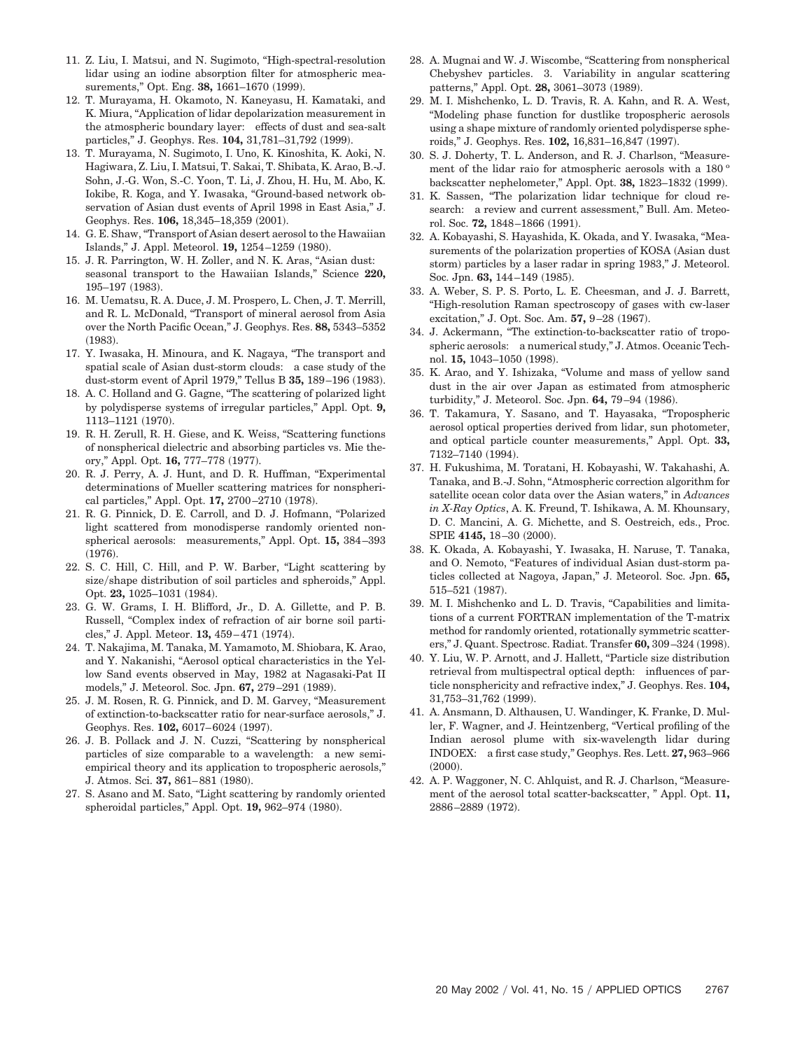11. Z. Liu, I. Matsui, and N. Sugimoto, "High-spectral-resolution lidar using an iodine absorption filter for atmospheric measurements," Opt. Eng. **38,** 1661–1670 (1999).
12. T. Murayama, H. Okamoto, N. Kaneyasu, H. Kamataki, and K. Miura, "Application of lidar depolarization measurement in the atmospheric boundary layer: effects of dust and sea-salt particles," J. Geophys. Res. **104,** 31,781–31,792 (1999).
13. T. Murayama, N. Sugimoto, I. Uno, K. Kinoshita, K. Aoki, N. Hagiwara, Z. Liu, I. Matsui, T. Sakai, T. Shibata, K. Arao, B.-J. Sohn, J.-G. Won, S.-C. Yoon, T. Li, J. Zhou, H. Hu, M. Abo, K. Iokibe, R. Koga, and Y. Iwasaka, "Ground-based network observation of Asian dust events of April 1998 in East Asia," J. Geophys. Res. **106,** 18,345–18,359 (2001).
14. G. E. Shaw, "Transport of Asian desert aerosol to the Hawaiian Islands," J. Appl. Meteorol. **19,** 1254–1259 (1980).
15. J. R. Parrington, W. H. Zoller, and N. K. Aras, "Asian dust: seasonal transport to the Hawaiian Islands," Science **220,** 195–197 (1983).
16. M. Uematsu, R. A. Duce, J. M. Prospero, L. Chen, J. T. Merrill, and R. L. McDonald, "Transport of mineral aerosol from Asia over the North Pacific Ocean," J. Geophys. Res. **88,** 5343–5352 (1983).
17. Y. Iwasaka, H. Minoura, and K. Nagaya, "The transport and spatial scale of Asian dust-storm clouds: a case study of the dust-storm event of April 1979," Tellus B **35,** 189–196 (1983).
18. A. C. Holland and G. Gagne, "The scattering of polarized light by polydisperse systems of irregular particles," Appl. Opt. **9,** 1113–1121 (1970).
19. R. H. Zerull, R. H. Giese, and K. Weiss, "Scattering functions of nonspherical dielectric and absorbing particles vs. Mie theory," Appl. Opt. **16,** 777–778 (1977).
20. R. J. Perry, A. J. Hunt, and D. R. Huffman, "Experimental determinations of Mueller scattering matrices for nonspherical particles," Appl. Opt. **17,** 2700–2710 (1978).
21. R. G. Pinnick, D. E. Carroll, and D. J. Hofmann, "Polarized light scattered from monodisperse randomly oriented nonspherical aerosols: measurements," Appl. Opt. **15,** 384–393 (1976).
22. S. C. Hill, C. Hill, and P. W. Barber, "Light scattering by size/shape distribution of soil particles and spheroids," Appl. Opt. **23,** 1025–1031 (1984).
23. G. W. Grams, I. H. Blifford, Jr., D. A. Gillette, and P. B. Russell, "Complex index of refraction of air borne soil particles," J. Appl. Meteor. **13,** 459–471 (1974).
24. T. Nakajima, M. Tanaka, M. Yamamoto, M. Shiobara, K. Arao, and Y. Nakanishi, "Aerosol optical characteristics in the Yellow Sand events observed in May, 1982 at Nagasaki-Pat II models," J. Meteorol. Soc. Jpn. **67,** 279–291 (1989).
25. J. M. Rosen, R. G. Pinnick, and D. M. Garvey, "Measurement of extinction-to-backscatter ratio for near-surface aerosols," J. Geophys. Res. **102,** 6017–6024 (1997).
26. J. B. Pollack and J. N. Cuzzi, "Scattering by nonspherical particles of size comparable to a wavelength: a new semiempirical theory and its application to tropospheric aerosols," J. Atmos. Sci. **37,** 861–881 (1980).
27. S. Asano and M. Sato, "Light scattering by randomly oriented spheroidal particles," Appl. Opt. **19,** 962–974 (1980).
28. A. Mugnai and W. J. Wiscombe, "Scattering from nonspherical Chebyshev particles. 3. Variability in angular scattering patterns," Appl. Opt. **28,** 3061–3073 (1989).
29. M. I. Mishchenko, L. D. Travis, R. A. Kahn, and R. A. West, "Modeling phase function for dustlike tropospheric aerosols using a shape mixture of randomly oriented polydisperse spheroids," J. Geophys. Res. **102,** 16,831–16,847 (1997).
30. S. J. Doherty, T. L. Anderson, and R. J. Charlson, "Measurement of the lidar raio for atmospheric aerosols with a 180 ° backscatter nephelometer," Appl. Opt. **38,** 1823–1832 (1999).
31. K. Sassen, "The polarization lidar technique for cloud research: a review and current assessment," Bull. Am. Meteorol. Soc. **72,** 1848–1866 (1991).
32. A. Kobayashi, S. Hayashida, K. Okada, and Y. Iwasaka, "Measurements of the polarization properties of KOSA (Asian dust storm) particles by a laser radar in spring 1983," J. Meteorol. Soc. Jpn. **63,** 144–149 (1985).
33. A. Weber, S. P. S. Porto, L. E. Cheesman, and J. J. Barrett, "High-resolution Raman spectroscopy of gases with cw-laser excitation," J. Opt. Soc. Am. **57,** 9–28 (1967).
34. J. Ackermann, "The extinction-to-backscatter ratio of tropospheric aerosols: a numerical study," J. Atmos. Oceanic Technol. **15,** 1043–1050 (1998).
35. K. Arao, and Y. Ishizaka, "Volume and mass of yellow sand dust in the air over Japan as estimated from atmospheric turbidity," J. Meteorol. Soc. Jpn. **64,** 79–94 (1986).
36. T. Takamura, Y. Sasano, and T. Hayasaka, "Tropospheric aerosol optical properties derived from lidar, sun photometer, and optical particle counter measurements," Appl. Opt. **33,** 7132–7140 (1994).
37. H. Fukushima, M. Toratani, H. Kobayashi, W. Takahashi, A. Tanaka, and B.-J. Sohn, "Atmospheric correction algorithm for satellite ocean color data over the Asian waters," in *Advances in X-Ray Optics*, A. K. Freund, T. Ishikawa, A. M. Khounsary, D. C. Mancini, A. G. Michette, and S. Oestreich, eds., Proc. SPIE **4145,** 18–30 (2000).
38. K. Okada, A. Kobayashi, Y. Iwasaka, H. Naruse, T. Tanaka, and O. Nemoto, "Features of individual Asian dust-storm paticles collected at Nagoya, Japan," J. Meteorol. Soc. Jpn. **65,** 515–521 (1987).
39. M. I. Mishchenko and L. D. Travis, "Capabilities and limitations of a current FORTRAN implementation of the T-matrix method for randomly oriented, rotationally symmetric scatterers," J. Quant. Spectrosc. Radiat. Transfer **60,** 309–324 (1998).
40. Y. Liu, W. P. Arnott, and J. Hallett, "Particle size distribution retrieval from multispectral optical depth: influences of particle nonsphericity and refractive index," J. Geophys. Res. **104,** 31,753–31,762 (1999).
41. A. Ansmann, D. Althausen, U. Wandinger, K. Franke, D. Muller, F. Wagner, and J. Heintzenberg, "Vertical profiling of the Indian aerosol plume with six-wavelength lidar during INDOEX: a first case study," Geophys. Res. Lett. **27,** 963–966 (2000).
42. A. P. Waggoner, N. C. Ahlquist, and R. J. Charlson, "Measurement of the aerosol total scatter-backscatter, " Appl. Opt. **11,** 2886–2889 (1972).